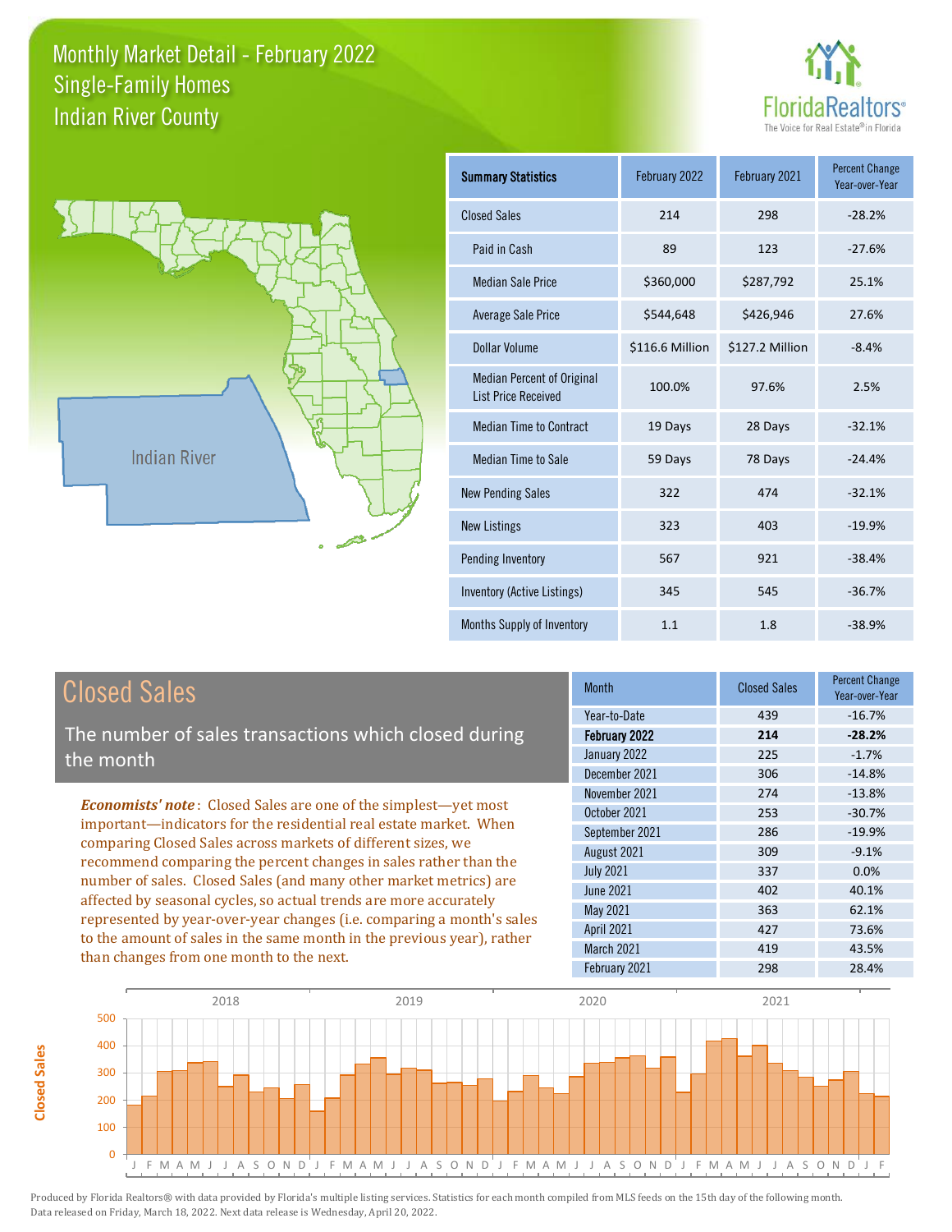# Monthly Market Detail - February 2022
## Single-Family Homes
## Indian River County

| Summary Statistics | February 2022 | February 2021 | Percent Change Year-over-Year |
|---|---|---|---|
| Closed Sales | 214 | 298 | -28.2% |
| Paid in Cash | 89 | 123 | -27.6% |
| Median Sale Price | $360,000 | $287,792 | 25.1% |
| Average Sale Price | $544,648 | $426,946 | 27.6% |
| Dollar Volume | $116.6 Million | $127.2 Million | -8.4% |
| Median Percent of Original List Price Received | 100.0% | 97.6% | 2.5% |
| Median Time to Contract | 19 Days | 28 Days | -32.1% |
| Median Time to Sale | 59 Days | 78 Days | -24.4% |
| New Pending Sales | 322 | 474 | -32.1% |
| New Listings | 323 | 403 | -19.9% |
| Pending Inventory | 567 | 921 | -38.4% |
| Inventory (Active Listings) | 345 | 545 | -36.7% |
| Months Supply of Inventory | 1.1 | 1.8 | -38.9% |

## Closed Sales

The number of sales transactions which closed during the month

***Economists' note***: Closed Sales are one of the simplest—yet most important—indicators for the residential real estate market. When comparing Closed Sales across markets of different sizes, we recommend comparing the percent changes in sales rather than the number of sales. Closed Sales (and many other market metrics) are affected by seasonal cycles, so actual trends are more accurately represented by year-over-year changes (i.e. comparing a month's sales to the amount of sales in the same month in the previous year), rather than changes from one month to the next.

| Month | Closed Sales | Percent Change Year-over-Year |
|---|---|---|
| Year-to-Date | 439 | -16.7% |
| **February 2022** | **214** | **-28.2%** |
| January 2022 | 225 | -1.7% |
| December 2021 | 306 | -14.8% |
| November 2021 | 274 | -13.8% |
| October 2021 | 253 | -30.7% |
| September 2021 | 286 | -19.9% |
| August 2021 | 309 | -9.1% |
| July 2021 | 337 | 0.0% |
| June 2021 | 402 | 40.1% |
| May 2021 | 363 | 62.1% |
| April 2021 | 427 | 73.6% |
| March 2021 | 419 | 43.5% |
| February 2021 | 298 | 28.4% |

Produced by Florida Realtors® with data provided by Florida's multiple listing services. Statistics for each month compiled from MLS feeds on the 15th day of the following month. Data released on Friday, March 18, 2022. Next data release is Wednesday, April 20, 2022.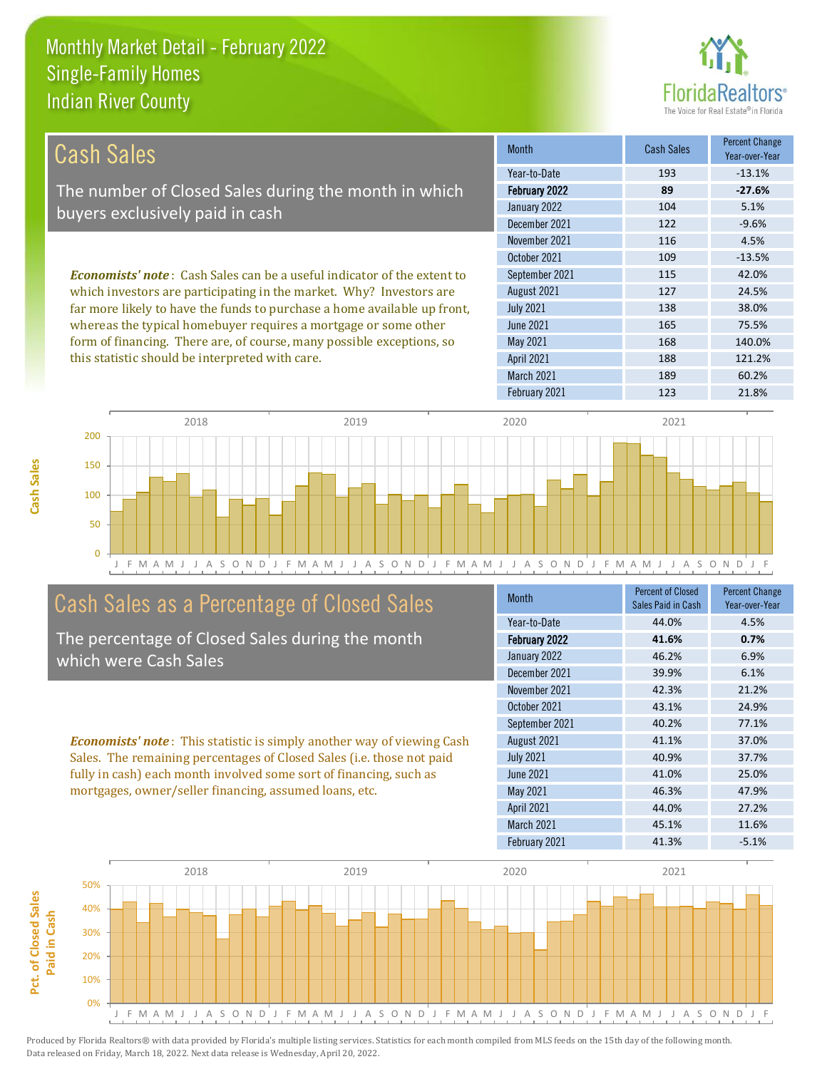# Monthly Market Detail - February 2022
## Single-Family Homes
## Indian River County

## Cash Sales

The number of Closed Sales during the month in which buyers exclusively paid in cash

***Economists' note***: Cash Sales can be a useful indicator of the extent to which investors are participating in the market. Why? Investors are far more likely to have the funds to purchase a home available up front, whereas the typical homebuyer requires a mortgage or some other form of financing. There are, of course, many possible exceptions, so this statistic should be interpreted with care.

| Month | Cash Sales | Percent Change Year-over-Year |
|---|---|---|
| Year-to-Date | 193 | -13.1% |
| **February 2022** | **89** | **-27.6%** |
| January 2022 | 104 | 5.1% |
| December 2021 | 122 | -9.6% |
| November 2021 | 116 | 4.5% |
| October 2021 | 109 | -13.5% |
| September 2021 | 115 | 42.0% |
| August 2021 | 127 | 24.5% |
| July 2021 | 138 | 38.0% |
| June 2021 | 165 | 75.5% |
| May 2021 | 168 | 140.0% |
| April 2021 | 188 | 121.2% |
| March 2021 | 189 | 60.2% |
| February 2021 | 123 | 21.8% |

## Cash Sales as a Percentage of Closed Sales

The percentage of Closed Sales during the month which were Cash Sales

***Economists' note***: This statistic is simply another way of viewing Cash Sales. The remaining percentages of Closed Sales (i.e. those not paid fully in cash) each month involved some sort of financing, such as mortgages, owner/seller financing, assumed loans, etc.

| Month | Percent of Closed Sales Paid in Cash | Percent Change Year-over-Year |
|---|---|---|
| Year-to-Date | 44.0% | 4.5% |
| **February 2022** | **41.6%** | **0.7%** |
| January 2022 | 46.2% | 6.9% |
| December 2021 | 39.9% | 6.1% |
| November 2021 | 42.3% | 21.2% |
| October 2021 | 43.1% | 24.9% |
| September 2021 | 40.2% | 77.1% |
| August 2021 | 41.1% | 37.0% |
| July 2021 | 40.9% | 37.7% |
| June 2021 | 41.0% | 25.0% |
| May 2021 | 46.3% | 47.9% |
| April 2021 | 44.0% | 27.2% |
| March 2021 | 45.1% | 11.6% |
| February 2021 | 41.3% | -5.1% |

Produced by Florida Realtors® with data provided by Florida's multiple listing services. Statistics for each month compiled from MLS feeds on the 15th day of the following month. Data released on Friday, March 18, 2022. Next data release is Wednesday, April 20, 2022.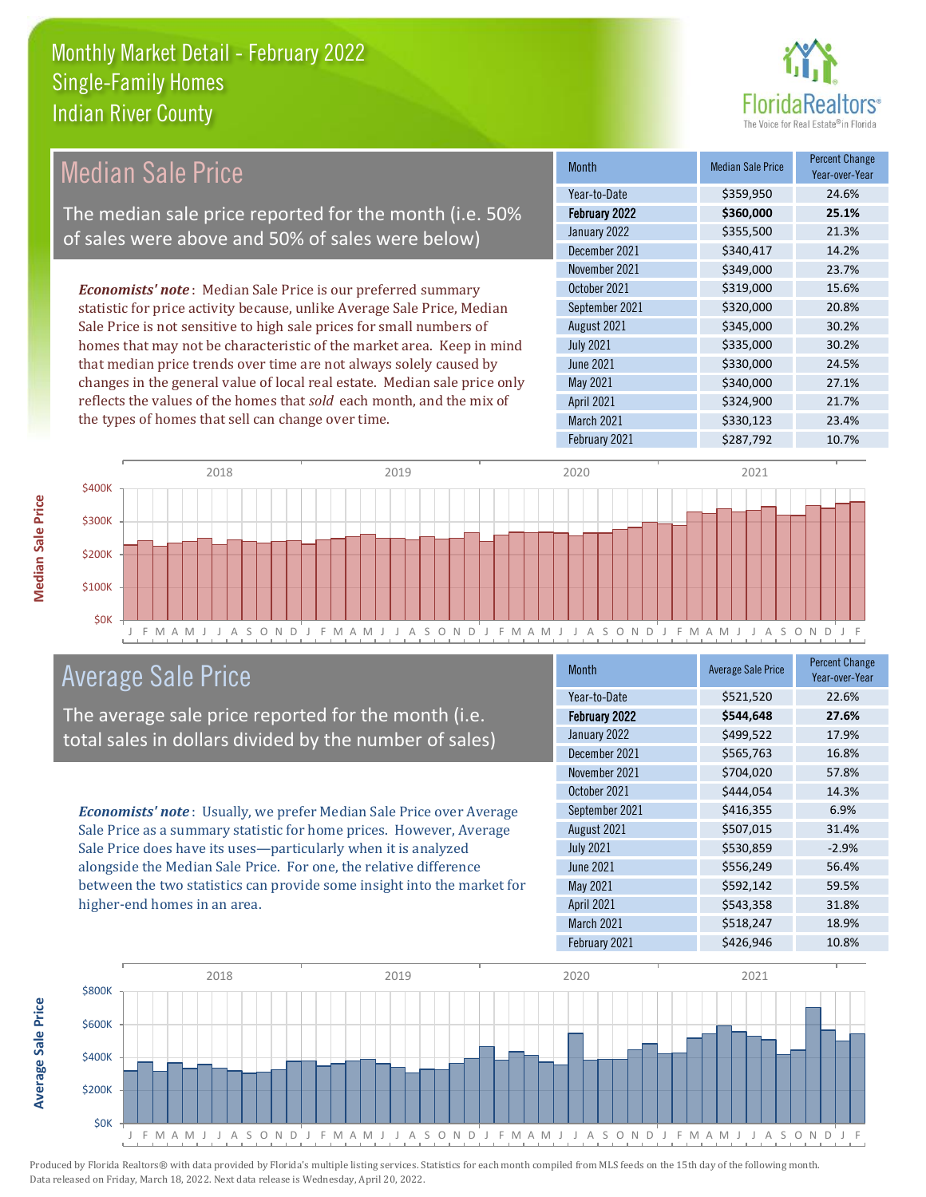# Monthly Market Detail - February 2022
## Single-Family Homes
## Indian River County

## Median Sale Price

The median sale price reported for the month (i.e. 50% of sales were above and 50% of sales were below)

***Economists' note***: Median Sale Price is our preferred summary statistic for price activity because, unlike Average Sale Price, Median Sale Price is not sensitive to high sale prices for small numbers of homes that may not be characteristic of the market area. Keep in mind that median price trends over time are not always solely caused by changes in the general value of local real estate. Median sale price only reflects the values of the homes that *sold* each month, and the mix of the types of homes that sell can change over time.

| Month | Median Sale Price | Percent Change Year-over-Year |
|---|---|---|
| Year-to-Date | $359,950 | 24.6% |
| **February 2022** | **$360,000** | **25.1%** |
| January 2022 | $355,500 | 21.3% |
| December 2021 | $340,417 | 14.2% |
| November 2021 | $349,000 | 23.7% |
| October 2021 | $319,000 | 15.6% |
| September 2021 | $320,000 | 20.8% |
| August 2021 | $345,000 | 30.2% |
| July 2021 | $335,000 | 30.2% |
| June 2021 | $330,000 | 24.5% |
| May 2021 | $340,000 | 27.1% |
| April 2021 | $324,900 | 21.7% |
| March 2021 | $330,123 | 23.4% |
| February 2021 | $287,792 | 10.7% |

## Average Sale Price

The average sale price reported for the month (i.e. total sales in dollars divided by the number of sales)

***Economists' note***: Usually, we prefer Median Sale Price over Average Sale Price as a summary statistic for home prices. However, Average Sale Price does have its uses—particularly when it is analyzed alongside the Median Sale Price. For one, the relative difference between the two statistics can provide some insight into the market for higher-end homes in an area.

| Month | Average Sale Price | Percent Change Year-over-Year |
|---|---|---|
| Year-to-Date | $521,520 | 22.6% |
| **February 2022** | **$544,648** | **27.6%** |
| January 2022 | $499,522 | 17.9% |
| December 2021 | $565,763 | 16.8% |
| November 2021 | $704,020 | 57.8% |
| October 2021 | $444,054 | 14.3% |
| September 2021 | $416,355 | 6.9% |
| August 2021 | $507,015 | 31.4% |
| July 2021 | $530,859 | -2.9% |
| June 2021 | $556,249 | 56.4% |
| May 2021 | $592,142 | 59.5% |
| April 2021 | $543,358 | 31.8% |
| March 2021 | $518,247 | 18.9% |
| February 2021 | $426,946 | 10.8% |

Produced by Florida Realtors® with data provided by Florida's multiple listing services. Statistics for each month compiled from MLS feeds on the 15th day of the following month. Data released on Friday, March 18, 2022. Next data release is Wednesday, April 20, 2022.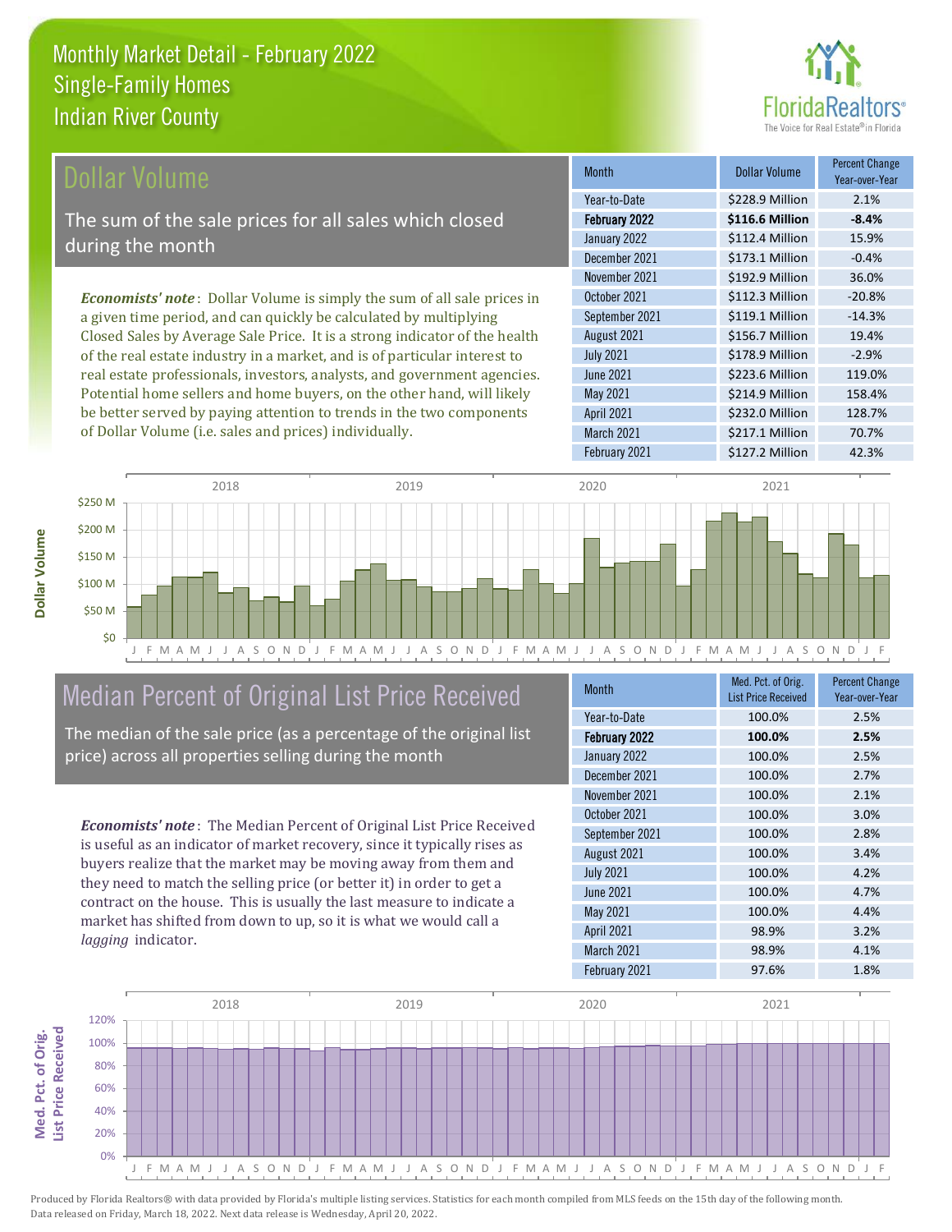# Monthly Market Detail - February 2022
## Single-Family Homes
## Indian River County

## Dollar Volume

The sum of the sale prices for all sales which closed during the month

*Economists' note*: Dollar Volume is simply the sum of all sale prices in a given time period, and can quickly be calculated by multiplying Closed Sales by Average Sale Price. It is a strong indicator of the health of the real estate industry in a market, and is of particular interest to real estate professionals, investors, analysts, and government agencies. Potential home sellers and home buyers, on the other hand, will likely be better served by paying attention to trends in the two components of Dollar Volume (i.e. sales and prices) individually.

| Month | Dollar Volume | Percent Change Year-over-Year |
| --- | --- | --- |
| Year-to-Date | $228.9 Million | 2.1% |
| **February 2022** | **$116.6 Million** | **-8.4%** |
| January 2022 | $112.4 Million | 15.9% |
| December 2021 | $173.1 Million | -0.4% |
| November 2021 | $192.9 Million | 36.0% |
| October 2021 | $112.3 Million | -20.8% |
| September 2021 | $119.1 Million | -14.3% |
| August 2021 | $156.7 Million | 19.4% |
| July 2021 | $178.9 Million | -2.9% |
| June 2021 | $223.6 Million | 119.0% |
| May 2021 | $214.9 Million | 158.4% |
| April 2021 | $232.0 Million | 128.7% |
| March 2021 | $217.1 Million | 70.7% |
| February 2021 | $127.2 Million | 42.3% |

## Median Percent of Original List Price Received

The median of the sale price (as a percentage of the original list price) across all properties selling during the month

*Economists' note*: The Median Percent of Original List Price Received is useful as an indicator of market recovery, since it typically rises as buyers realize that the market may be moving away from them and they need to match the selling price (or better it) in order to get a contract on the house. This is usually the last measure to indicate a market has shifted from down to up, so it is what we would call a *lagging* indicator.

| Month | Med. Pct. of Orig. List Price Received | Percent Change Year-over-Year |
| --- | --- | --- |
| Year-to-Date | 100.0% | 2.5% |
| **February 2022** | **100.0%** | **2.5%** |
| January 2022 | 100.0% | 2.5% |
| December 2021 | 100.0% | 2.7% |
| November 2021 | 100.0% | 2.1% |
| October 2021 | 100.0% | 3.0% |
| September 2021 | 100.0% | 2.8% |
| August 2021 | 100.0% | 3.4% |
| July 2021 | 100.0% | 4.2% |
| June 2021 | 100.0% | 4.7% |
| May 2021 | 100.0% | 4.4% |
| April 2021 | 98.9% | 3.2% |
| March 2021 | 98.9% | 4.1% |
| February 2021 | 97.6% | 1.8% |

Produced by Florida Realtors® with data provided by Florida's multiple listing services. Statistics for each month compiled from MLS feeds on the 15th day of the following month. Data released on Friday, March 18, 2022. Next data release is Wednesday, April 20, 2022.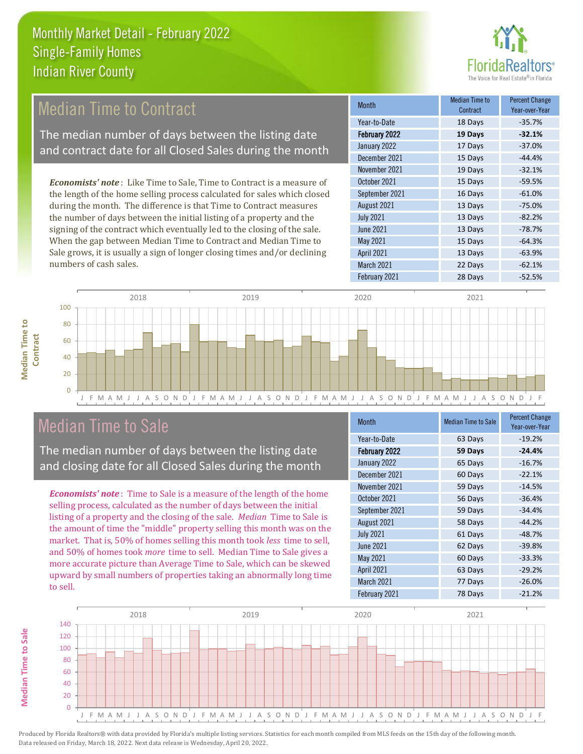# Monthly Market Detail - February 2022
## Single-Family Homes
## Indian River County

## Median Time to Contract

The median number of days between the listing date and contract date for all Closed Sales during the month

***Economists' note***: Like Time to Sale, Time to Contract is a measure of the length of the home selling process calculated for sales which closed during the month. The difference is that Time to Contract measures the number of days between the initial listing of a property and the signing of the contract which eventually led to the closing of the sale. When the gap between Median Time to Contract and Median Time to Sale grows, it is usually a sign of longer closing times and/or declining numbers of cash sales.

| Month | Median Time to Contract | Percent Change Year-over-Year |
|---|---|---|
| Year-to-Date | 18 Days | -35.7% |
| **February 2022** | **19 Days** | **-32.1%** |
| January 2022 | 17 Days | -37.0% |
| December 2021 | 15 Days | -44.4% |
| November 2021 | 19 Days | -32.1% |
| October 2021 | 15 Days | -59.5% |
| September 2021 | 16 Days | -61.0% |
| August 2021 | 13 Days | -75.0% |
| July 2021 | 13 Days | -82.2% |
| June 2021 | 13 Days | -78.7% |
| May 2021 | 15 Days | -64.3% |
| April 2021 | 13 Days | -63.9% |
| March 2021 | 22 Days | -62.1% |
| February 2021 | 28 Days | -52.5% |

## Median Time to Sale

The median number of days between the listing date and closing date for all Closed Sales during the month

***Economists' note***: Time to Sale is a measure of the length of the home selling process, calculated as the number of days between the initial listing of a property and the closing of the sale. *Median* Time to Sale is the amount of time the "middle" property selling this month was on the market. That is, 50% of homes selling this month took *less* time to sell, and 50% of homes took *more* time to sell. Median Time to Sale gives a more accurate picture than Average Time to Sale, which can be skewed upward by small numbers of properties taking an abnormally long time to sell.

| Month | Median Time to Sale | Percent Change Year-over-Year |
|---|---|---|
| Year-to-Date | 63 Days | -19.2% |
| **February 2022** | **59 Days** | **-24.4%** |
| January 2022 | 65 Days | -16.7% |
| December 2021 | 60 Days | -22.1% |
| November 2021 | 59 Days | -14.5% |
| October 2021 | 56 Days | -36.4% |
| September 2021 | 59 Days | -34.4% |
| August 2021 | 58 Days | -44.2% |
| July 2021 | 61 Days | -48.7% |
| June 2021 | 62 Days | -39.8% |
| May 2021 | 60 Days | -33.3% |
| April 2021 | 63 Days | -29.2% |
| March 2021 | 77 Days | -26.0% |
| February 2021 | 78 Days | -21.2% |

Produced by Florida Realtors® with data provided by Florida's multiple listing services. Statistics for each month compiled from MLS feeds on the 15th day of the following month. Data released on Friday, March 18, 2022. Next data release is Wednesday, April 20, 2022.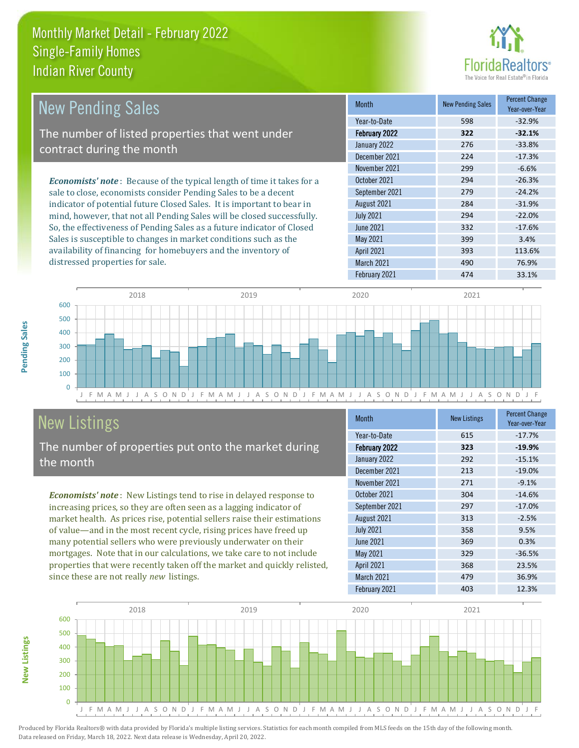# Monthly Market Detail - February 2022
## Single-Family Homes
## Indian River County

## New Pending Sales

The number of listed properties that went under contract during the month

***Economists' note***: Because of the typical length of time it takes for a sale to close, economists consider Pending Sales to be a decent indicator of potential future Closed Sales. It is important to bear in mind, however, that not all Pending Sales will be closed successfully. So, the effectiveness of Pending Sales as a future indicator of Closed Sales is susceptible to changes in market conditions such as the availability of financing for homebuyers and the inventory of distressed properties for sale.

| Month | New Pending Sales | Percent Change Year-over-Year |
|---|---|---|
| Year-to-Date | 598 | -32.9% |
| **February 2022** | **322** | **-32.1%** |
| January 2022 | 276 | -33.8% |
| December 2021 | 224 | -17.3% |
| November 2021 | 299 | -6.6% |
| October 2021 | 294 | -26.3% |
| September 2021 | 279 | -24.2% |
| August 2021 | 284 | -31.9% |
| July 2021 | 294 | -22.0% |
| June 2021 | 332 | -17.6% |
| May 2021 | 399 | 3.4% |
| April 2021 | 393 | 113.6% |
| March 2021 | 490 | 76.9% |
| February 2021 | 474 | 33.1% |

## New Listings

The number of properties put onto the market during the month

***Economists' note***: New Listings tend to rise in delayed response to increasing prices, so they are often seen as a lagging indicator of market health. As prices rise, potential sellers raise their estimations of value—and in the most recent cycle, rising prices have freed up many potential sellers who were previously underwater on their mortgages. Note that in our calculations, we take care to not include properties that were recently taken off the market and quickly relisted, since these are not really *new* listings.

| Month | New Listings | Percent Change Year-over-Year |
|---|---|---|
| Year-to-Date | 615 | -17.7% |
| **February 2022** | **323** | **-19.9%** |
| January 2022 | 292 | -15.1% |
| December 2021 | 213 | -19.0% |
| November 2021 | 271 | -9.1% |
| October 2021 | 304 | -14.6% |
| September 2021 | 297 | -17.0% |
| August 2021 | 313 | -2.5% |
| July 2021 | 358 | 9.5% |
| June 2021 | 369 | 0.3% |
| May 2021 | 329 | -36.5% |
| April 2021 | 368 | 23.5% |
| March 2021 | 479 | 36.9% |
| February 2021 | 403 | 12.3% |

Produced by Florida Realtors® with data provided by Florida's multiple listing services. Statistics for each month compiled from MLS feeds on the 15th day of the following month. Data released on Friday, March 18, 2022. Next data release is Wednesday, April 20, 2022.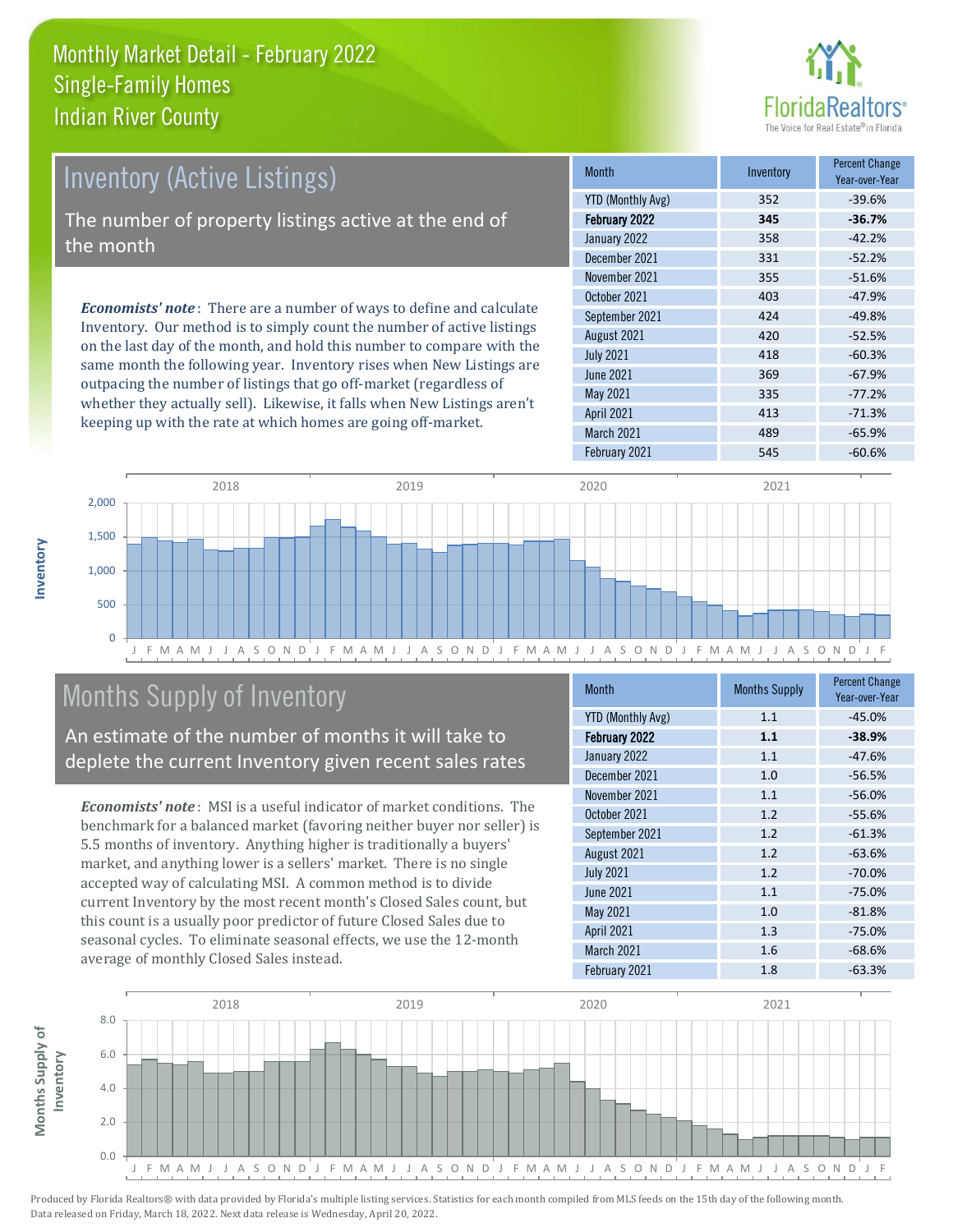# Monthly Market Detail - February 2022
## Single-Family Homes
## Indian River County

## Inventory (Active Listings)

The number of property listings active at the end of the month

***Economists' note***: There are a number of ways to define and calculate Inventory. Our method is to simply count the number of active listings on the last day of the month, and hold this number to compare with the same month the following year. Inventory rises when New Listings are outpacing the number of listings that go off-market (regardless of whether they actually sell). Likewise, it falls when New Listings aren't keeping up with the rate at which homes are going off-market.

| Month | Inventory | Percent Change Year-over-Year |
|---|---|---|
| YTD (Monthly Avg) | 352 | -39.6% |
| **February 2022** | **345** | **-36.7%** |
| January 2022 | 358 | -42.2% |
| December 2021 | 331 | -52.2% |
| November 2021 | 355 | -51.6% |
| October 2021 | 403 | -47.9% |
| September 2021 | 424 | -49.8% |
| August 2021 | 420 | -52.5% |
| July 2021 | 418 | -60.3% |
| June 2021 | 369 | -67.9% |
| May 2021 | 335 | -77.2% |
| April 2021 | 413 | -71.3% |
| March 2021 | 489 | -65.9% |
| February 2021 | 545 | -60.6% |

## Months Supply of Inventory

An estimate of the number of months it will take to deplete the current Inventory given recent sales rates

***Economists' note***: MSI is a useful indicator of market conditions. The benchmark for a balanced market (favoring neither buyer nor seller) is 5.5 months of inventory. Anything higher is traditionally a buyers' market, and anything lower is a sellers' market. There is no single accepted way of calculating MSI. A common method is to divide current Inventory by the most recent month's Closed Sales count, but this count is a usually poor predictor of future Closed Sales due to seasonal cycles. To eliminate seasonal effects, we use the 12-month average of monthly Closed Sales instead.

| Month | Months Supply | Percent Change Year-over-Year |
|---|---|---|
| YTD (Monthly Avg) | 1.1 | -45.0% |
| **February 2022** | **1.1** | **-38.9%** |
| January 2022 | 1.1 | -47.6% |
| December 2021 | 1.0 | -56.5% |
| November 2021 | 1.1 | -56.0% |
| October 2021 | 1.2 | -55.6% |
| September 2021 | 1.2 | -61.3% |
| August 2021 | 1.2 | -63.6% |
| July 2021 | 1.2 | -70.0% |
| June 2021 | 1.1 | -75.0% |
| May 2021 | 1.0 | -81.8% |
| April 2021 | 1.3 | -75.0% |
| March 2021 | 1.6 | -68.6% |
| February 2021 | 1.8 | -63.3% |

Produced by Florida Realtors® with data provided by Florida's multiple listing services. Statistics for each month compiled from MLS feeds on the 15th day of the following month. Data released on Friday, March 18, 2022. Next data release is Wednesday, April 20, 2022.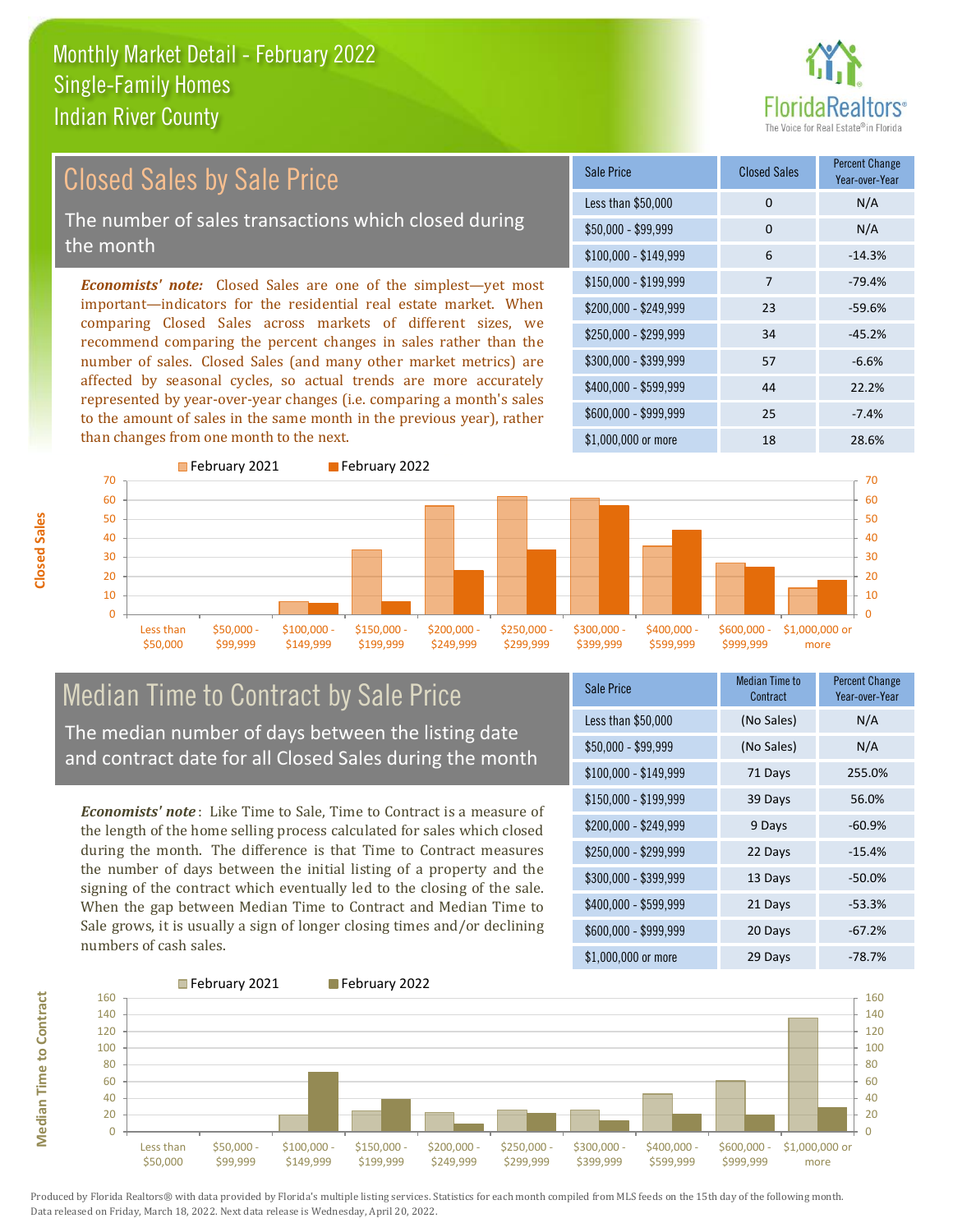# Monthly Market Detail - February 2022
## Single-Family Homes
## Indian River County

## Closed Sales by Sale Price

The number of sales transactions which closed during the month

***Economists' note:*** Closed Sales are one of the simplest—yet most important—indicators for the residential real estate market. When comparing Closed Sales across markets of different sizes, we recommend comparing the percent changes in sales rather than the number of sales. Closed Sales (and many other market metrics) are affected by seasonal cycles, so actual trends are more accurately represented by year-over-year changes (i.e. comparing a month's sales to the amount of sales in the same month in the previous year), rather than changes from one month to the next.

| Sale Price | Closed Sales | Percent Change Year-over-Year |
|---|---|---|
| Less than $50,000 | 0 | N/A |
| $50,000 - $99,999 | 0 | N/A |
| $100,000 - $149,999 | 6 | -14.3% |
| $150,000 - $199,999 | 7 | -79.4% |
| $200,000 - $249,999 | 23 | -59.6% |
| $250,000 - $299,999 | 34 | -45.2% |
| $300,000 - $399,999 | 57 | -6.6% |
| $400,000 - $599,999 | 44 | 22.2% |
| $600,000 - $999,999 | 25 | -7.4% |
| $1,000,000 or more | 18 | 28.6% |

## Median Time to Contract by Sale Price

The median number of days between the listing date and contract date for all Closed Sales during the month

***Economists' note***: Like Time to Sale, Time to Contract is a measure of the length of the home selling process calculated for sales which closed during the month. The difference is that Time to Contract measures the number of days between the initial listing of a property and the signing of the contract which eventually led to the closing of the sale. When the gap between Median Time to Contract and Median Time to Sale grows, it is usually a sign of longer closing times and/or declining numbers of cash sales.

| Sale Price | Median Time to Contract | Percent Change Year-over-Year |
|---|---|---|
| Less than $50,000 | (No Sales) | N/A |
| $50,000 - $99,999 | (No Sales) | N/A |
| $100,000 - $149,999 | 71 Days | 255.0% |
| $150,000 - $199,999 | 39 Days | 56.0% |
| $200,000 - $249,999 | 9 Days | -60.9% |
| $250,000 - $299,999 | 22 Days | -15.4% |
| $300,000 - $399,999 | 13 Days | -50.0% |
| $400,000 - $599,999 | 21 Days | -53.3% |
| $600,000 - $999,999 | 20 Days | -67.2% |
| $1,000,000 or more | 29 Days | -78.7% |

Produced by Florida Realtors® with data provided by Florida's multiple listing services. Statistics for each month compiled from MLS feeds on the 15th day of the following month. Data released on Friday, March 18, 2022. Next data release is Wednesday, April 20, 2022.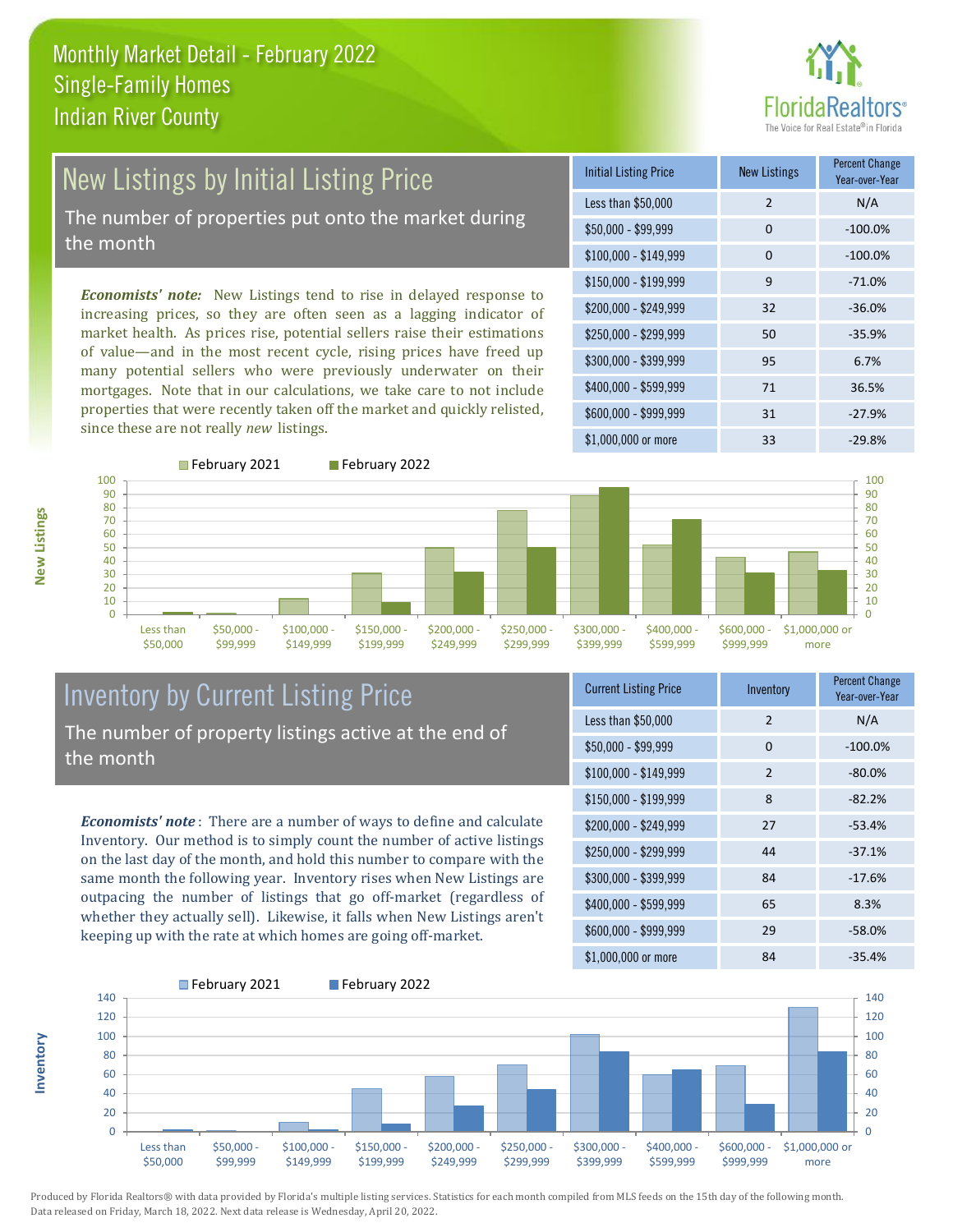# Monthly Market Detail - February 2022
## Single-Family Homes
## Indian River County

## New Listings by Initial Listing Price

The number of properties put onto the market during the month

*Economists' note:* New Listings tend to rise in delayed response to increasing prices, so they are often seen as a lagging indicator of market health. As prices rise, potential sellers raise their estimations of value—and in the most recent cycle, rising prices have freed up many potential sellers who were previously underwater on their mortgages. Note that in our calculations, we take care to not include properties that were recently taken off the market and quickly relisted, since these are not really *new* listings.

| Initial Listing Price | New Listings | Percent Change Year-over-Year |
|---|---|---|
| Less than $50,000 | 2 | N/A |
| $50,000 - $99,999 | 0 | -100.0% |
| $100,000 - $149,999 | 0 | -100.0% |
| $150,000 - $199,999 | 9 | -71.0% |
| $200,000 - $249,999 | 32 | -36.0% |
| $250,000 - $299,999 | 50 | -35.9% |
| $300,000 - $399,999 | 95 | 6.7% |
| $400,000 - $599,999 | 71 | 36.5% |
| $600,000 - $999,999 | 31 | -27.9% |
| $1,000,000 or more | 33 | -29.8% |

## Inventory by Current Listing Price

The number of property listings active at the end of the month

*Economists' note* : There are a number of ways to define and calculate Inventory. Our method is to simply count the number of active listings on the last day of the month, and hold this number to compare with the same month the following year. Inventory rises when New Listings are outpacing the number of listings that go off-market (regardless of whether they actually sell). Likewise, it falls when New Listings aren't keeping up with the rate at which homes are going off-market.

| Current Listing Price | Inventory | Percent Change Year-over-Year |
|---|---|---|
| Less than $50,000 | 2 | N/A |
| $50,000 - $99,999 | 0 | -100.0% |
| $100,000 - $149,999 | 2 | -80.0% |
| $150,000 - $199,999 | 8 | -82.2% |
| $200,000 - $249,999 | 27 | -53.4% |
| $250,000 - $299,999 | 44 | -37.1% |
| $300,000 - $399,999 | 84 | -17.6% |
| $400,000 - $599,999 | 65 | 8.3% |
| $600,000 - $999,999 | 29 | -58.0% |
| $1,000,000 or more | 84 | -35.4% |

Produced by Florida Realtors® with data provided by Florida's multiple listing services. Statistics for each month compiled from MLS feeds on the 15th day of the following month. Data released on Friday, March 18, 2022. Next data release is Wednesday, April 20, 2022.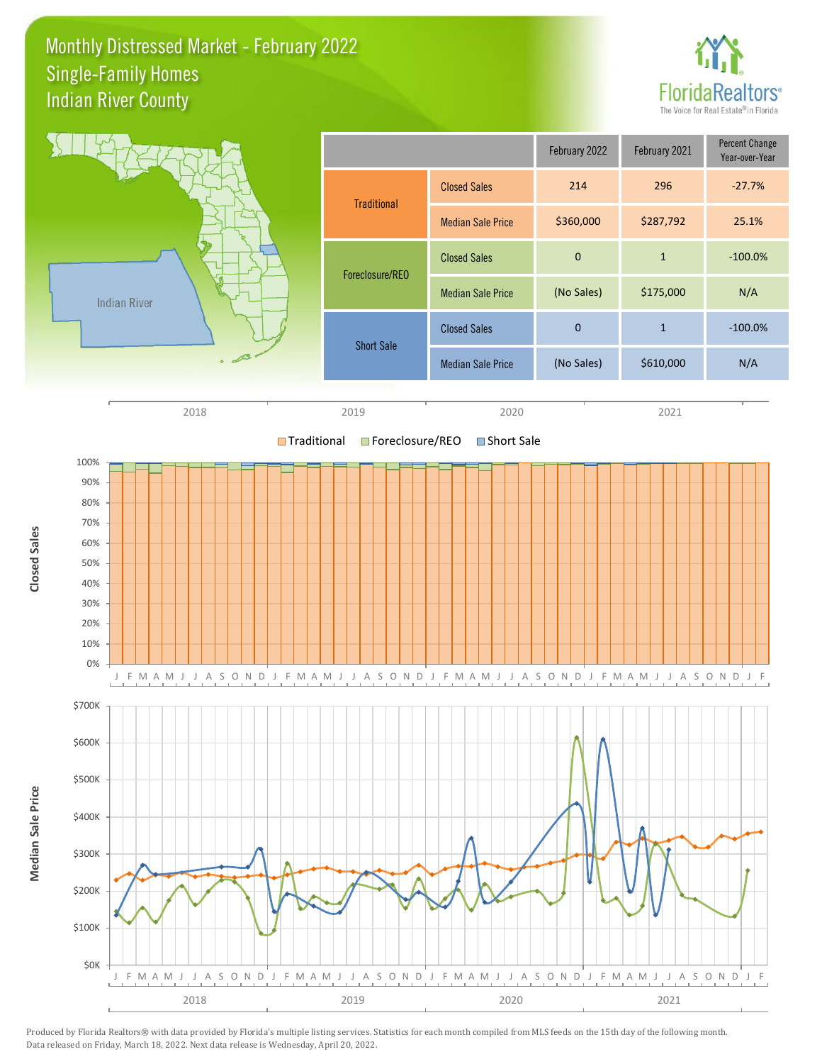# Monthly Distressed Market - February 2022

## Single-Family Homes

## Indian River County

FloridaRealtors®
The Voice for Real Estate® in Florida

Indian River

| | | February 2022 | February 2021 | Percent Change Year-over-Year |
|---|---|---|---|---|
| Traditional | Closed Sales | 214 | 296 | -27.7% |
| | Median Sale Price | $360,000 | $287,792 | 25.1% |
| Foreclosure/REO | Closed Sales | 0 | 1 | -100.0% |
| | Median Sale Price | (No Sales) | $175,000 | N/A |
| Short Sale | Closed Sales | 0 | 1 | -100.0% |
| | Median Sale Price | (No Sales) | $610,000 | N/A |

2018 2019 2020 2021

Traditional Foreclosure/REO Short Sale

Closed Sales

100% 90% 80% 70% 60% 50% 40% 30% 20% 10% 0%

J F M A M J J A S O N D J F M A M J J A S O N D J F M A M J J A S O N D J F M A M J J A S O N D J F

Median Sale Price

$700K $600K $500K $400K $300K $200K $100K $0K

J F M A M J J A S O N D J F M A M J J A S O N D J F M A M J J A S O N D J F M A M J J A S O N D J F

2018 2019 2020 2021

Produced by Florida Realtors® with data provided by Florida's multiple listing services. Statistics for each month compiled from MLS feeds on the 15th day of the following month. Data released on Friday, March 18, 2022. Next data release is Wednesday, April 20, 2022.